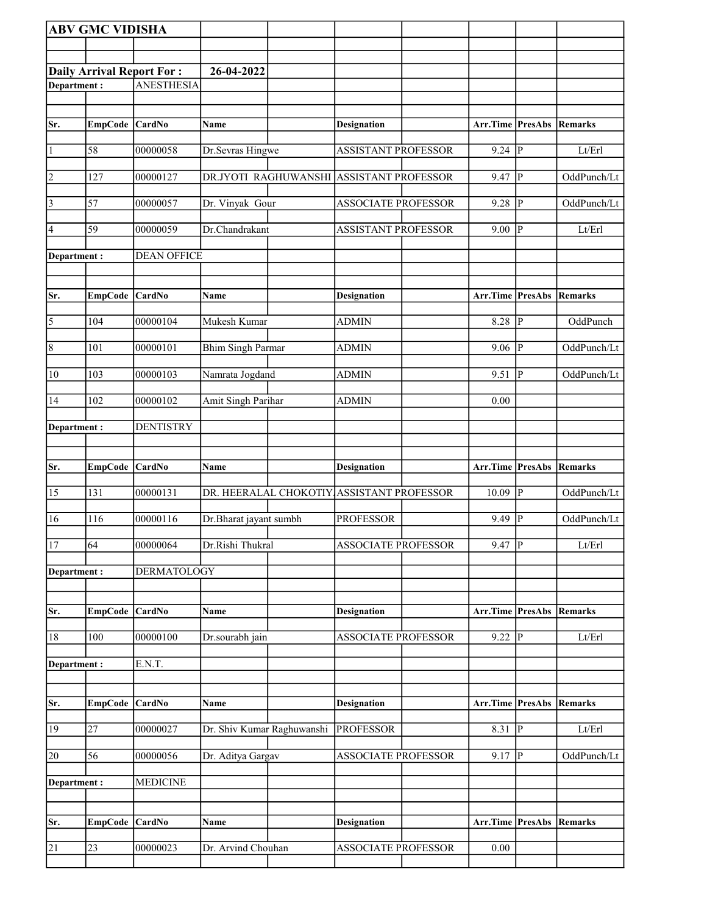**ABV GMC VIDISHA**

**Daily Arrival Report For :** **26-04-2022**

**Department :** ANESTHESIA

| Sr. | EmpCode | CardNo | Name | Designation | Arr.Time | PresAbs | Remarks |
|---|---|---|---|---|---|---|---|
| 1 | 58 | 00000058 | Dr.Sevras Hingwe | ASSISTANT PROFESSOR | 9.24 | P | Lt/Erl |
| 2 | 127 | 00000127 | DR.JYOTI RAGHUWANSHI | ASSISTANT PROFESSOR | 9.47 | P | OddPunch/Lt |
| 3 | 57 | 00000057 | Dr. Vinyak Gour | ASSOCIATE PROFESSOR | 9.28 | P | OddPunch/Lt |
| 4 | 59 | 00000059 | Dr.Chandrakant | ASSISTANT PROFESSOR | 9.00 | P | Lt/Erl |

**Department :** DEAN OFFICE

| Sr. | EmpCode | CardNo | Name | Designation | Arr.Time | PresAbs | Remarks |
|---|---|---|---|---|---|---|---|
| 5 | 104 | 00000104 | Mukesh Kumar | ADMIN | 8.28 | P | OddPunch |
| 8 | 101 | 00000101 | Bhim Singh Parmar | ADMIN | 9.06 | P | OddPunch/Lt |
| 10 | 103 | 00000103 | Namrata Jogdand | ADMIN | 9.51 | P | OddPunch/Lt |
| 14 | 102 | 00000102 | Amit Singh Parihar | ADMIN | 0.00 | | |

**Department :** DENTISTRY

| Sr. | EmpCode | CardNo | Name | Designation | Arr.Time | PresAbs | Remarks |
|---|---|---|---|---|---|---|---|
| 15 | 131 | 00000131 | DR. HEERALAL CHOKOTIY | ASSISTANT PROFESSOR | 10.09 | P | OddPunch/Lt |
| 16 | 116 | 00000116 | Dr.Bharat jayant sumbh | PROFESSOR | 9.49 | P | OddPunch/Lt |
| 17 | 64 | 00000064 | Dr.Rishi Thukral | ASSOCIATE PROFESSOR | 9.47 | P | Lt/Erl |

**Department :** DERMATOLOGY

| Sr. | EmpCode | CardNo | Name | Designation | Arr.Time | PresAbs | Remarks |
|---|---|---|---|---|---|---|---|
| 18 | 100 | 00000100 | Dr.sourabh jain | ASSOCIATE PROFESSOR | 9.22 | P | Lt/Erl |

**Department :** E.N.T.

| Sr. | EmpCode | CardNo | Name | Designation | Arr.Time | PresAbs | Remarks |
|---|---|---|---|---|---|---|---|
| 19 | 27 | 00000027 | Dr. Shiv Kumar Raghuwanshi | PROFESSOR | 8.31 | P | Lt/Erl |
| 20 | 56 | 00000056 | Dr. Aditya Gargav | ASSOCIATE PROFESSOR | 9.17 | P | OddPunch/Lt |

**Department :** MEDICINE

| Sr. | EmpCode | CardNo | Name | Designation | Arr.Time | PresAbs | Remarks |
|---|---|---|---|---|---|---|---|
| 21 | 23 | 00000023 | Dr. Arvind Chouhan | ASSOCIATE PROFESSOR | 0.00 | | |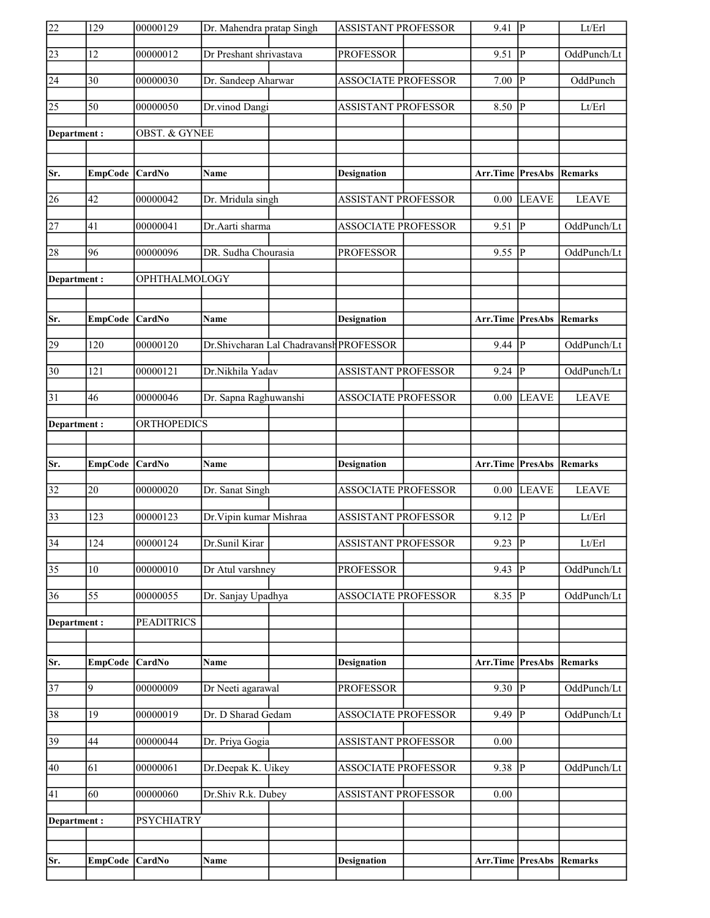| Sr. | EmpCode | CardNo | Name | Designation | Arr.Time | PresAbs | Remarks |
|---|---|---|---|---|---|---|---|
| 22 | 129 | 00000129 | Dr. Mahendra pratap Singh | ASSISTANT PROFESSOR | 9.41 | P | Lt/Erl |
| 23 | 12 | 00000012 | Dr Preshant shrivastava | PROFESSOR | 9.51 | P | OddPunch/Lt |
| 24 | 30 | 00000030 | Dr. Sandeep Aharwar | ASSOCIATE PROFESSOR | 7.00 | P | OddPunch |
| 25 | 50 | 00000050 | Dr.vinod Dangi | ASSISTANT PROFESSOR | 8.50 | P | Lt/Erl |

**Department :** OBST. & GYNEE

| Sr. | EmpCode | CardNo | Name | Designation | Arr.Time | PresAbs | Remarks |
|---|---|---|---|---|---|---|---|
| 26 | 42 | 00000042 | Dr. Mridula singh | ASSISTANT PROFESSOR | 0.00 | LEAVE | LEAVE |
| 27 | 41 | 00000041 | Dr.Aarti sharma | ASSOCIATE PROFESSOR | 9.51 | P | OddPunch/Lt |
| 28 | 96 | 00000096 | DR. Sudha Chourasia | PROFESSOR | 9.55 | P | OddPunch/Lt |

**Department :** OPHTHALMOLOGY

| Sr. | EmpCode | CardNo | Name | Designation | Arr.Time | PresAbs | Remarks |
|---|---|---|---|---|---|---|---|
| 29 | 120 | 00000120 | Dr.Shivcharan Lal Chadravansh | PROFESSOR | 9.44 | P | OddPunch/Lt |
| 30 | 121 | 00000121 | Dr.Nikhila Yadav | ASSISTANT PROFESSOR | 9.24 | P | OddPunch/Lt |
| 31 | 46 | 00000046 | Dr. Sapna Raghuwanshi | ASSOCIATE PROFESSOR | 0.00 | LEAVE | LEAVE |

**Department :** ORTHOPEDICS

| Sr. | EmpCode | CardNo | Name | Designation | Arr.Time | PresAbs | Remarks |
|---|---|---|---|---|---|---|---|
| 32 | 20 | 00000020 | Dr. Sanat Singh | ASSOCIATE PROFESSOR | 0.00 | LEAVE | LEAVE |
| 33 | 123 | 00000123 | Dr.Vipin kumar Mishraa | ASSISTANT PROFESSOR | 9.12 | P | Lt/Erl |
| 34 | 124 | 00000124 | Dr.Sunil Kirar | ASSISTANT PROFESSOR | 9.23 | P | Lt/Erl |
| 35 | 10 | 00000010 | Dr Atul varshney | PROFESSOR | 9.43 | P | OddPunch/Lt |
| 36 | 55 | 00000055 | Dr. Sanjay Upadhya | ASSOCIATE PROFESSOR | 8.35 | P | OddPunch/Lt |

**Department :** PEADITRICS

| Sr. | EmpCode | CardNo | Name | Designation | Arr.Time | PresAbs | Remarks |
|---|---|---|---|---|---|---|---|
| 37 | 9 | 00000009 | Dr Neeti agarawal | PROFESSOR | 9.30 | P | OddPunch/Lt |
| 38 | 19 | 00000019 | Dr. D Sharad Gedam | ASSOCIATE PROFESSOR | 9.49 | P | OddPunch/Lt |
| 39 | 44 | 00000044 | Dr. Priya Gogia | ASSISTANT PROFESSOR | 0.00 | | |
| 40 | 61 | 00000061 | Dr.Deepak K. Uikey | ASSOCIATE PROFESSOR | 9.38 | P | OddPunch/Lt |
| 41 | 60 | 00000060 | Dr.Shiv R.k. Dubey | ASSISTANT PROFESSOR | 0.00 | | |

**Department :** PSYCHIATRY

| Sr. | EmpCode | CardNo | Name | Designation | Arr.Time | PresAbs | Remarks |
|---|---|---|---|---|---|---|---|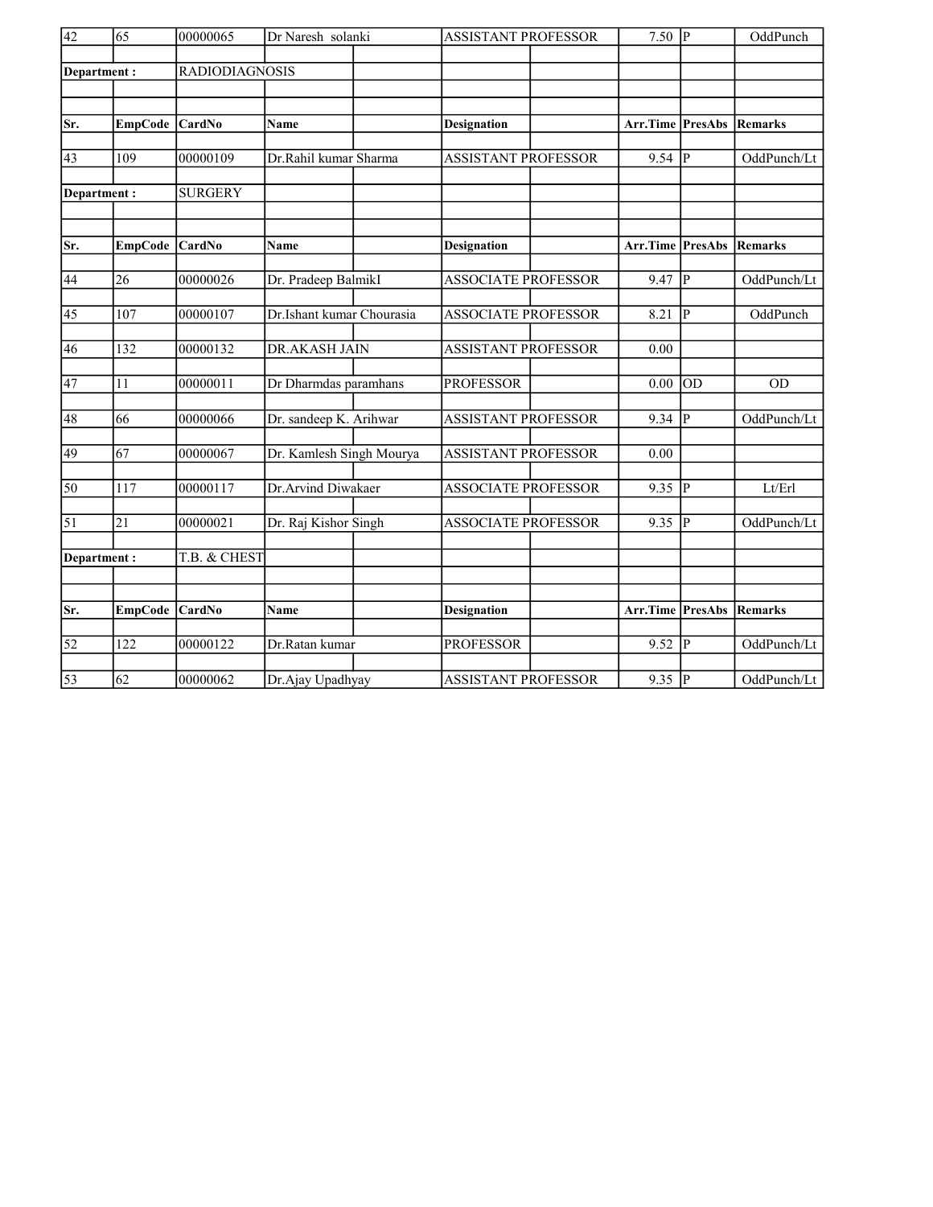| Sr. | EmpCode | CardNo | Name | Designation | Arr.Time | PresAbs | Remarks |
|---|---|---|---|---|---|---|---|
| 42 | 65 | 00000065 | Dr Naresh solanki | ASSISTANT PROFESSOR | 7.50 | P | OddPunch |

**Department :** RADIODIAGNOSIS

| Sr. | EmpCode | CardNo | Name | Designation | Arr.Time | PresAbs | Remarks |
|---|---|---|---|---|---|---|---|
| 43 | 109 | 00000109 | Dr.Rahil kumar Sharma | ASSISTANT PROFESSOR | 9.54 | P | OddPunch/Lt |

**Department :** SURGERY

| Sr. | EmpCode | CardNo | Name | Designation | Arr.Time | PresAbs | Remarks |
|---|---|---|---|---|---|---|---|
| 44 | 26 | 00000026 | Dr. Pradeep BalmikI | ASSOCIATE PROFESSOR | 9.47 | P | OddPunch/Lt |
| 45 | 107 | 00000107 | Dr.Ishant kumar Chourasia | ASSOCIATE PROFESSOR | 8.21 | P | OddPunch |
| 46 | 132 | 00000132 | DR.AKASH JAIN | ASSISTANT PROFESSOR | 0.00 | | |
| 47 | 11 | 00000011 | Dr Dharmdas paramhans | PROFESSOR | 0.00 | OD | OD |
| 48 | 66 | 00000066 | Dr. sandeep K. Arihwar | ASSISTANT PROFESSOR | 9.34 | P | OddPunch/Lt |
| 49 | 67 | 00000067 | Dr. Kamlesh Singh Mourya | ASSISTANT PROFESSOR | 0.00 | | |
| 50 | 117 | 00000117 | Dr.Arvind Diwakaer | ASSOCIATE PROFESSOR | 9.35 | P | Lt/Erl |
| 51 | 21 | 00000021 | Dr. Raj Kishor Singh | ASSOCIATE PROFESSOR | 9.35 | P | OddPunch/Lt |

**Department :** T.B. & CHEST

| Sr. | EmpCode | CardNo | Name | Designation | Arr.Time | PresAbs | Remarks |
|---|---|---|---|---|---|---|---|
| 52 | 122 | 00000122 | Dr.Ratan kumar | PROFESSOR | 9.52 | P | OddPunch/Lt |
| 53 | 62 | 00000062 | Dr.Ajay Upadhyay | ASSISTANT PROFESSOR | 9.35 | P | OddPunch/Lt |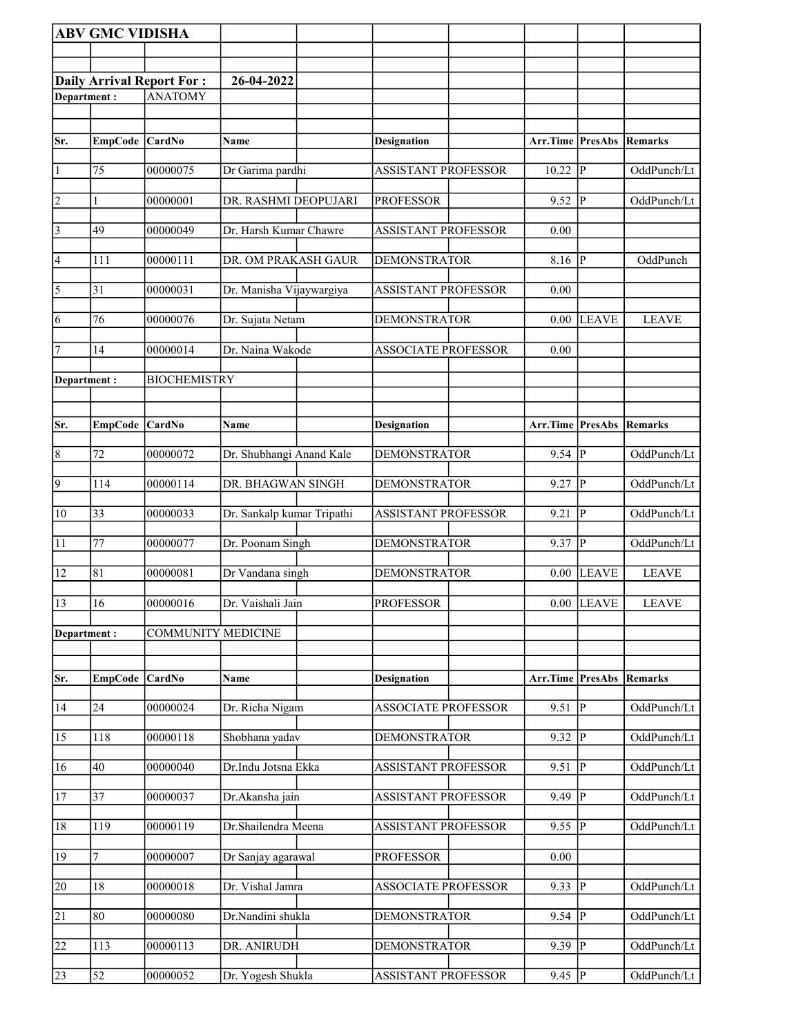**ABV GMC VIDISHA**

**Daily Arrival Report For :** **26-04-2022**

**Department :** ANATOMY

| Sr. | EmpCode | CardNo | Name | Designation | Arr.Time | PresAbs | Remarks |
|---|---|---|---|---|---|---|---|
| 1 | 75 | 00000075 | Dr Garima pardhi | ASSISTANT PROFESSOR | 10.22 | P | OddPunch/Lt |
| 2 | 1 | 00000001 | DR. RASHMI DEOPUJARI | PROFESSOR | 9.52 | P | OddPunch/Lt |
| 3 | 49 | 00000049 | Dr. Harsh Kumar Chawre | ASSISTANT PROFESSOR | 0.00 | | |
| 4 | 111 | 00000111 | DR. OM PRAKASH GAUR | DEMONSTRATOR | 8.16 | P | OddPunch |
| 5 | 31 | 00000031 | Dr. Manisha Vijaywargiya | ASSISTANT PROFESSOR | 0.00 | | |
| 6 | 76 | 00000076 | Dr. Sujata Netam | DEMONSTRATOR | 0.00 | LEAVE | LEAVE |
| 7 | 14 | 00000014 | Dr. Naina Wakode | ASSOCIATE PROFESSOR | 0.00 | | |

**Department :** BIOCHEMISTRY

| Sr. | EmpCode | CardNo | Name | Designation | Arr.Time | PresAbs | Remarks |
|---|---|---|---|---|---|---|---|
| 8 | 72 | 00000072 | Dr. Shubhangi Anand Kale | DEMONSTRATOR | 9.54 | P | OddPunch/Lt |
| 9 | 114 | 00000114 | DR. BHAGWAN SINGH | DEMONSTRATOR | 9.27 | P | OddPunch/Lt |
| 10 | 33 | 00000033 | Dr. Sankalp kumar Tripathi | ASSISTANT PROFESSOR | 9.21 | P | OddPunch/Lt |
| 11 | 77 | 00000077 | Dr. Poonam Singh | DEMONSTRATOR | 9.37 | P | OddPunch/Lt |
| 12 | 81 | 00000081 | Dr Vandana singh | DEMONSTRATOR | 0.00 | LEAVE | LEAVE |
| 13 | 16 | 00000016 | Dr. Vaishali Jain | PROFESSOR | 0.00 | LEAVE | LEAVE |

**Department :** COMMUNITY MEDICINE

| Sr. | EmpCode | CardNo | Name | Designation | Arr.Time | PresAbs | Remarks |
|---|---|---|---|---|---|---|---|
| 14 | 24 | 00000024 | Dr. Richa Nigam | ASSOCIATE PROFESSOR | 9.51 | P | OddPunch/Lt |
| 15 | 118 | 00000118 | Shobhana yadav | DEMONSTRATOR | 9.32 | P | OddPunch/Lt |
| 16 | 40 | 00000040 | Dr.Indu Jotsna Ekka | ASSISTANT PROFESSOR | 9.51 | P | OddPunch/Lt |
| 17 | 37 | 00000037 | Dr.Akansha jain | ASSISTANT PROFESSOR | 9.49 | P | OddPunch/Lt |
| 18 | 119 | 00000119 | Dr.Shailendra Meena | ASSISTANT PROFESSOR | 9.55 | P | OddPunch/Lt |
| 19 | 7 | 00000007 | Dr Sanjay agarawal | PROFESSOR | 0.00 | | |
| 20 | 18 | 00000018 | Dr. Vishal Jamra | ASSOCIATE PROFESSOR | 9.33 | P | OddPunch/Lt |
| 21 | 80 | 00000080 | Dr.Nandini shukla | DEMONSTRATOR | 9.54 | P | OddPunch/Lt |
| 22 | 113 | 00000113 | DR. ANIRUDH | DEMONSTRATOR | 9.39 | P | OddPunch/Lt |
| 23 | 52 | 00000052 | Dr. Yogesh Shukla | ASSISTANT PROFESSOR | 9.45 | P | OddPunch/Lt |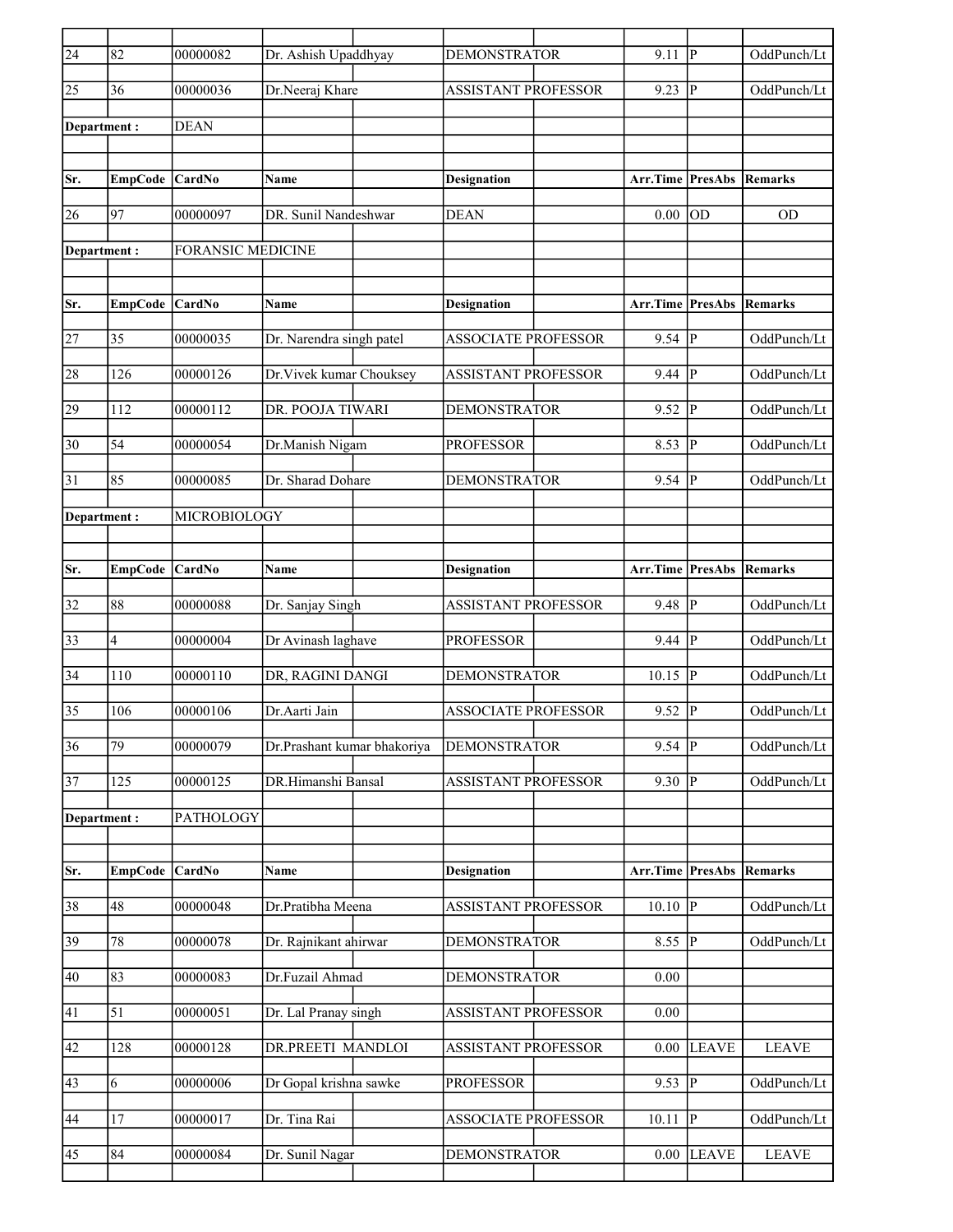| Sr. | EmpCode | CardNo | Name | Designation | Arr.Time | PresAbs | Remarks |
|---|---|---|---|---|---|---|---|
| 24 | 82 | 00000082 | Dr. Ashish Upaddhyay | DEMONSTRATOR | 9.11 | P | OddPunch/Lt |
| 25 | 36 | 00000036 | Dr.Neeraj Khare | ASSISTANT PROFESSOR | 9.23 | P | OddPunch/Lt |
| **Department :** | | DEAN | | | | | |
| **Sr.** | **EmpCode** | **CardNo** | **Name** | **Designation** | **Arr.Time** | **PresAbs** | **Remarks** |
| 26 | 97 | 00000097 | DR. Sunil Nandeshwar | DEAN | 0.00 | OD | OD |
| **Department :** | | FORANSIC MEDICINE | | | | | |
| **Sr.** | **EmpCode** | **CardNo** | **Name** | **Designation** | **Arr.Time** | **PresAbs** | **Remarks** |
| 27 | 35 | 00000035 | Dr. Narendra singh patel | ASSOCIATE PROFESSOR | 9.54 | P | OddPunch/Lt |
| 28 | 126 | 00000126 | Dr.Vivek kumar Chouksey | ASSISTANT PROFESSOR | 9.44 | P | OddPunch/Lt |
| 29 | 112 | 00000112 | DR. POOJA TIWARI | DEMONSTRATOR | 9.52 | P | OddPunch/Lt |
| 30 | 54 | 00000054 | Dr.Manish Nigam | PROFESSOR | 8.53 | P | OddPunch/Lt |
| 31 | 85 | 00000085 | Dr. Sharad Dohare | DEMONSTRATOR | 9.54 | P | OddPunch/Lt |
| **Department :** | | MICROBIOLOGY | | | | | |
| **Sr.** | **EmpCode** | **CardNo** | **Name** | **Designation** | **Arr.Time** | **PresAbs** | **Remarks** |
| 32 | 88 | 00000088 | Dr. Sanjay Singh | ASSISTANT PROFESSOR | 9.48 | P | OddPunch/Lt |
| 33 | 4 | 00000004 | Dr Avinash laghave | PROFESSOR | 9.44 | P | OddPunch/Lt |
| 34 | 110 | 00000110 | DR, RAGINI DANGI | DEMONSTRATOR | 10.15 | P | OddPunch/Lt |
| 35 | 106 | 00000106 | Dr.Aarti Jain | ASSOCIATE PROFESSOR | 9.52 | P | OddPunch/Lt |
| 36 | 79 | 00000079 | Dr.Prashant kumar bhakoriya | DEMONSTRATOR | 9.54 | P | OddPunch/Lt |
| 37 | 125 | 00000125 | DR.Himanshi Bansal | ASSISTANT PROFESSOR | 9.30 | P | OddPunch/Lt |
| **Department :** | | PATHOLOGY | | | | | |
| **Sr.** | **EmpCode** | **CardNo** | **Name** | **Designation** | **Arr.Time** | **PresAbs** | **Remarks** |
| 38 | 48 | 00000048 | Dr.Pratibha Meena | ASSISTANT PROFESSOR | 10.10 | P | OddPunch/Lt |
| 39 | 78 | 00000078 | Dr. Rajnikant ahirwar | DEMONSTRATOR | 8.55 | P | OddPunch/Lt |
| 40 | 83 | 00000083 | Dr.Fuzail Ahmad | DEMONSTRATOR | 0.00 | | |
| 41 | 51 | 00000051 | Dr. Lal Pranay singh | ASSISTANT PROFESSOR | 0.00 | | |
| 42 | 128 | 00000128 | DR.PREETI MANDLOI | ASSISTANT PROFESSOR | 0.00 | LEAVE | LEAVE |
| 43 | 6 | 00000006 | Dr Gopal krishna sawke | PROFESSOR | 9.53 | P | OddPunch/Lt |
| 44 | 17 | 00000017 | Dr. Tina Rai | ASSOCIATE PROFESSOR | 10.11 | P | OddPunch/Lt |
| 45 | 84 | 00000084 | Dr. Sunil Nagar | DEMONSTRATOR | 0.00 | LEAVE | LEAVE |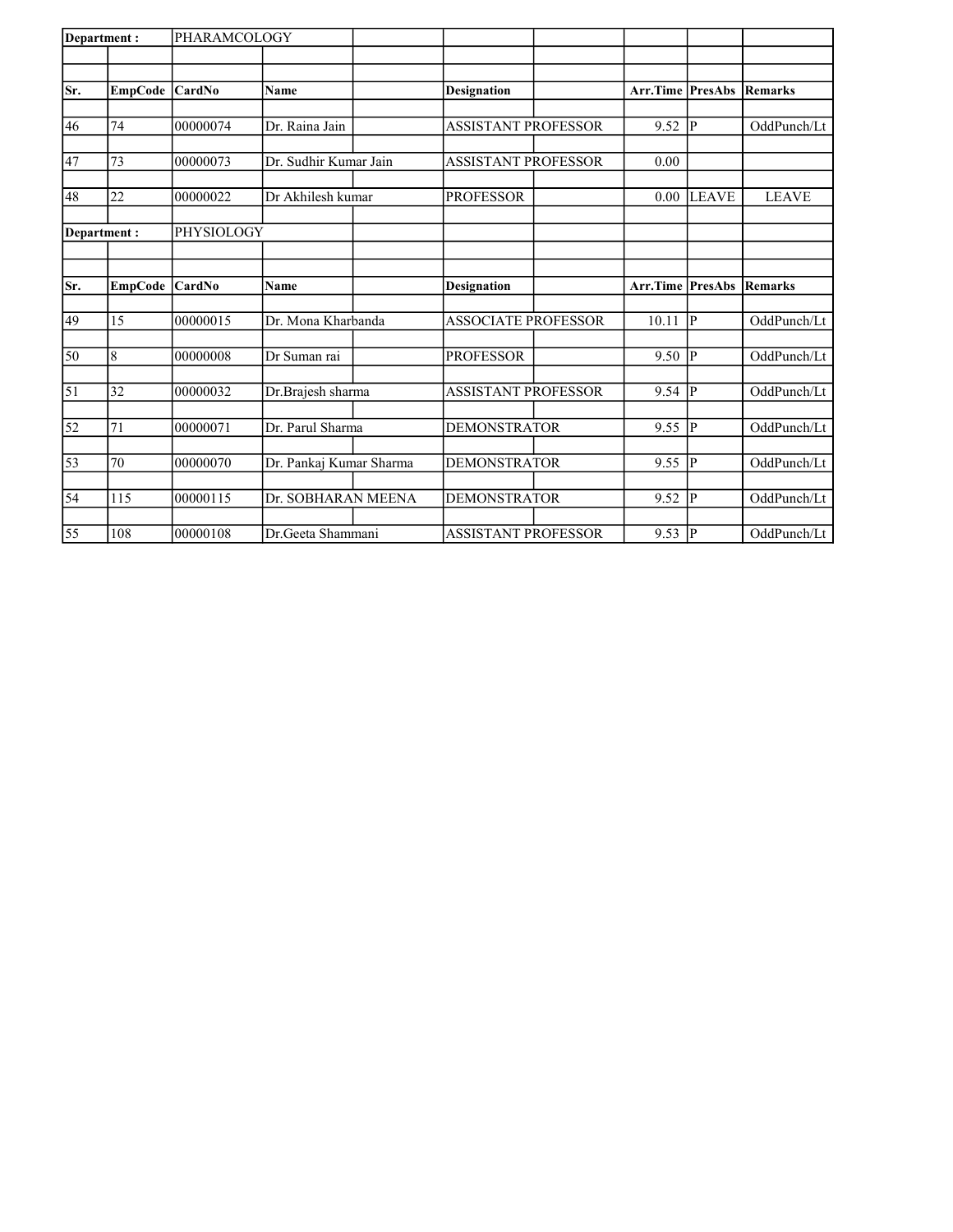| Department : | | PHARAMCOLOGY | | | | | |
|---|---|---|---|---|---|---|---|
| Sr. | EmpCode | CardNo | Name | Designation | Arr.Time | PresAbs | Remarks |
| 46 | 74 | 00000074 | Dr. Raina Jain | ASSISTANT PROFESSOR | 9.52 | P | OddPunch/Lt |
| 47 | 73 | 00000073 | Dr. Sudhir Kumar Jain | ASSISTANT PROFESSOR | 0.00 | | |
| 48 | 22 | 00000022 | Dr Akhilesh kumar | PROFESSOR | 0.00 | LEAVE | LEAVE |

| Department : | | PHYSIOLOGY | | | | | |
|---|---|---|---|---|---|---|---|
| Sr. | EmpCode | CardNo | Name | Designation | Arr.Time | PresAbs | Remarks |
| 49 | 15 | 00000015 | Dr. Mona Kharbanda | ASSOCIATE PROFESSOR | 10.11 | P | OddPunch/Lt |
| 50 | 8 | 00000008 | Dr Suman rai | PROFESSOR | 9.50 | P | OddPunch/Lt |
| 51 | 32 | 00000032 | Dr.Brajesh sharma | ASSISTANT PROFESSOR | 9.54 | P | OddPunch/Lt |
| 52 | 71 | 00000071 | Dr. Parul Sharma | DEMONSTRATOR | 9.55 | P | OddPunch/Lt |
| 53 | 70 | 00000070 | Dr. Pankaj Kumar Sharma | DEMONSTRATOR | 9.55 | P | OddPunch/Lt |
| 54 | 115 | 00000115 | Dr. SOBHARAN MEENA | DEMONSTRATOR | 9.52 | P | OddPunch/Lt |
| 55 | 108 | 00000108 | Dr.Geeta Shammani | ASSISTANT PROFESSOR | 9.53 | P | OddPunch/Lt |